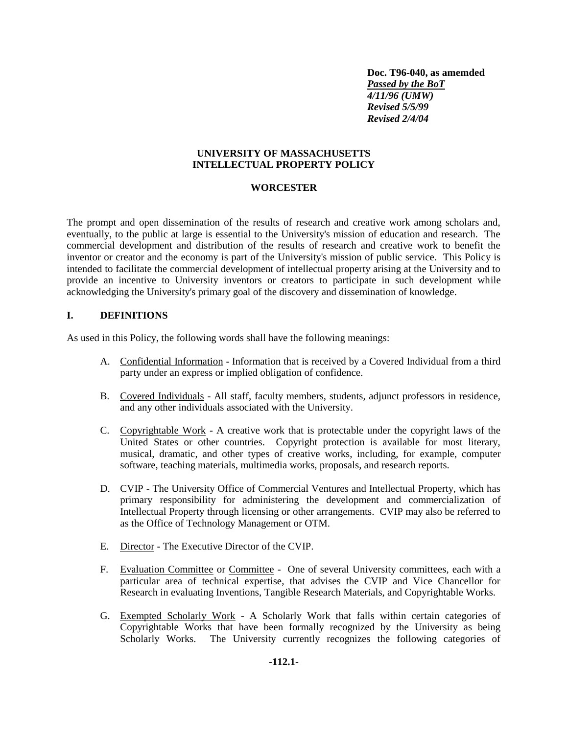**Doc. T96-040, as amemded**
***Passed by the BoT***
***4/11/96 (UMW)***
***Revised 5/5/99***
***Revised 2/4/04***

# UNIVERSITY OF MASSACHUSETTS INTELLECTUAL PROPERTY POLICY

## WORCESTER

The prompt and open dissemination of the results of research and creative work among scholars and, eventually, to the public at large is essential to the University's mission of education and research. The commercial development and distribution of the results of research and creative work to benefit the inventor or creator and the economy is part of the University's mission of public service. This Policy is intended to facilitate the commercial development of intellectual property arising at the University and to provide an incentive to University inventors or creators to participate in such development while acknowledging the University's primary goal of the discovery and dissemination of knowledge.

## I. DEFINITIONS

As used in this Policy, the following words shall have the following meanings:

A. Confidential Information - Information that is received by a Covered Individual from a third party under an express or implied obligation of confidence.

B. Covered Individuals - All staff, faculty members, students, adjunct professors in residence, and any other individuals associated with the University.

C. Copyrightable Work - A creative work that is protectable under the copyright laws of the United States or other countries. Copyright protection is available for most literary, musical, dramatic, and other types of creative works, including, for example, computer software, teaching materials, multimedia works, proposals, and research reports.

D. CVIP - The University Office of Commercial Ventures and Intellectual Property, which has primary responsibility for administering the development and commercialization of Intellectual Property through licensing or other arrangements. CVIP may also be referred to as the Office of Technology Management or OTM.

E. Director - The Executive Director of the CVIP.

F. Evaluation Committee or Committee - One of several University committees, each with a particular area of technical expertise, that advises the CVIP and Vice Chancellor for Research in evaluating Inventions, Tangible Research Materials, and Copyrightable Works.

G. Exempted Scholarly Work - A Scholarly Work that falls within certain categories of Copyrightable Works that have been formally recognized by the University as being Scholarly Works. The University currently recognizes the following categories of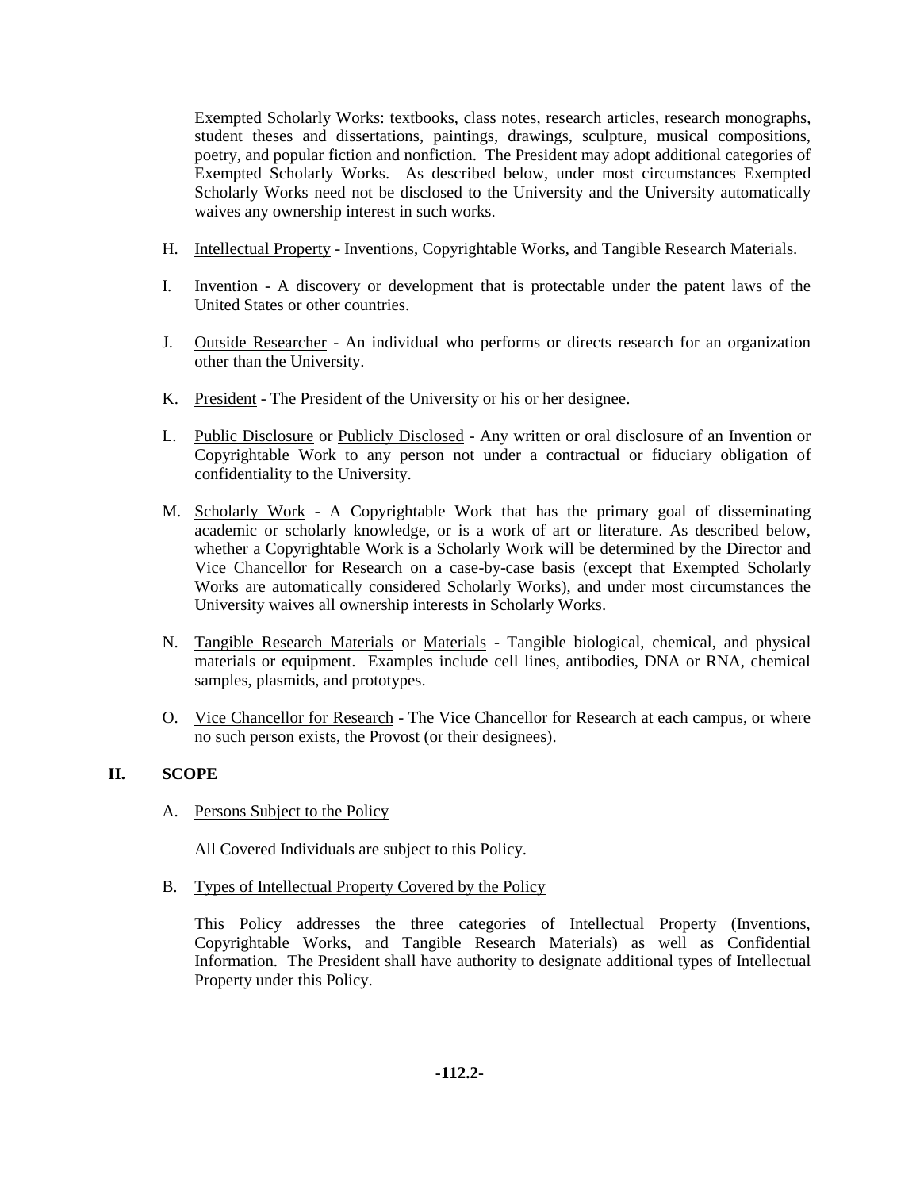Exempted Scholarly Works: textbooks, class notes, research articles, research monographs, student theses and dissertations, paintings, drawings, sculpture, musical compositions, poetry, and popular fiction and nonfiction. The President may adopt additional categories of Exempted Scholarly Works. As described below, under most circumstances Exempted Scholarly Works need not be disclosed to the University and the University automatically waives any ownership interest in such works.

H. Intellectual Property - Inventions, Copyrightable Works, and Tangible Research Materials.

I. Invention - A discovery or development that is protectable under the patent laws of the United States or other countries.

J. Outside Researcher - An individual who performs or directs research for an organization other than the University.

K. President - The President of the University or his or her designee.

L. Public Disclosure or Publicly Disclosed - Any written or oral disclosure of an Invention or Copyrightable Work to any person not under a contractual or fiduciary obligation of confidentiality to the University.

M. Scholarly Work - A Copyrightable Work that has the primary goal of disseminating academic or scholarly knowledge, or is a work of art or literature. As described below, whether a Copyrightable Work is a Scholarly Work will be determined by the Director and Vice Chancellor for Research on a case-by-case basis (except that Exempted Scholarly Works are automatically considered Scholarly Works), and under most circumstances the University waives all ownership interests in Scholarly Works.

N. Tangible Research Materials or Materials - Tangible biological, chemical, and physical materials or equipment. Examples include cell lines, antibodies, DNA or RNA, chemical samples, plasmids, and prototypes.

O. Vice Chancellor for Research - The Vice Chancellor for Research at each campus, or where no such person exists, the Provost (or their designees).

## II. SCOPE

A. Persons Subject to the Policy

All Covered Individuals are subject to this Policy.

B. Types of Intellectual Property Covered by the Policy

This Policy addresses the three categories of Intellectual Property (Inventions, Copyrightable Works, and Tangible Research Materials) as well as Confidential Information. The President shall have authority to designate additional types of Intellectual Property under this Policy.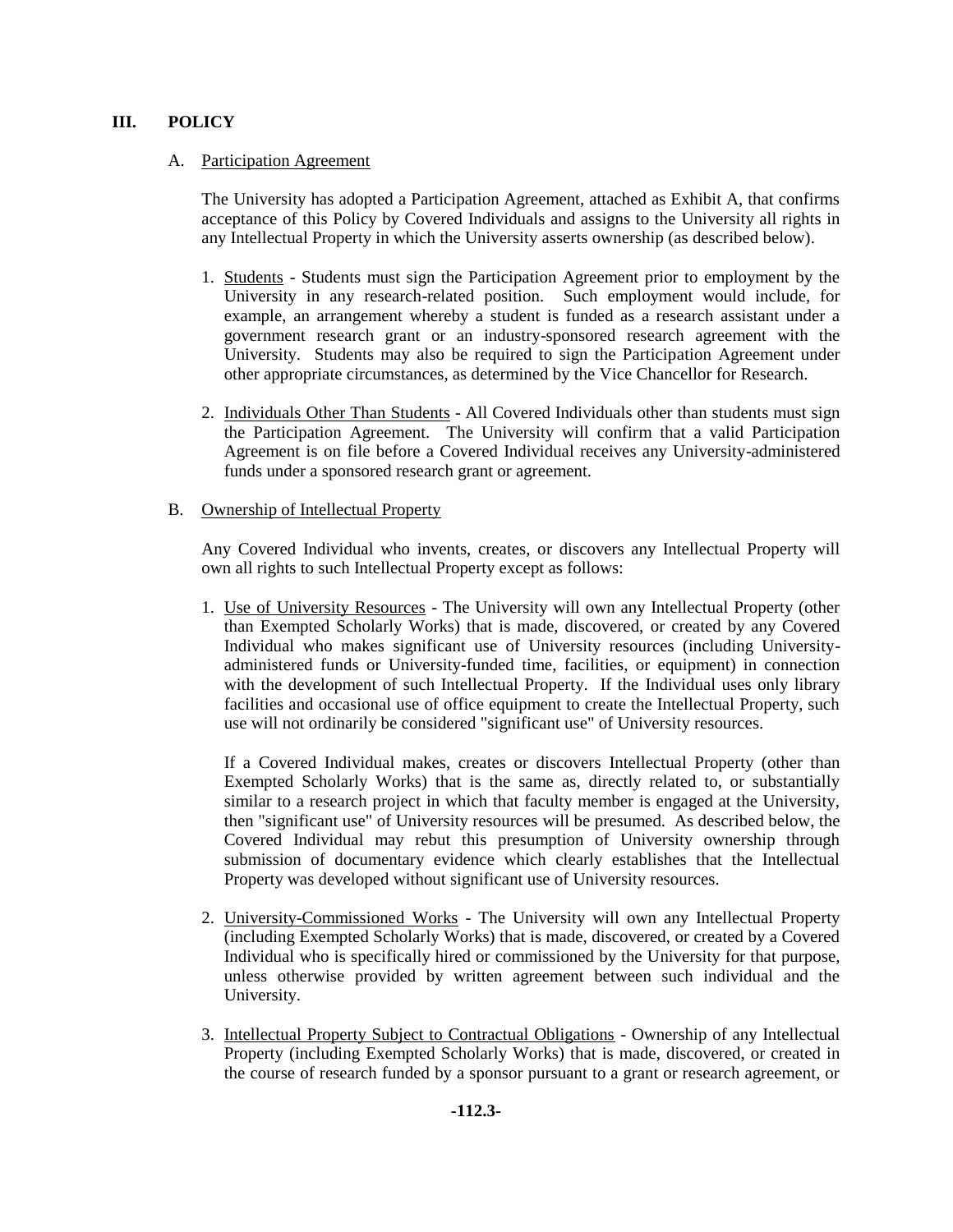## III. POLICY

### A. Participation Agreement

The University has adopted a Participation Agreement, attached as Exhibit A, that confirms acceptance of this Policy by Covered Individuals and assigns to the University all rights in any Intellectual Property in which the University asserts ownership (as described below).

1. Students - Students must sign the Participation Agreement prior to employment by the University in any research-related position. Such employment would include, for example, an arrangement whereby a student is funded as a research assistant under a government research grant or an industry-sponsored research agreement with the University. Students may also be required to sign the Participation Agreement under other appropriate circumstances, as determined by the Vice Chancellor for Research.

2. Individuals Other Than Students - All Covered Individuals other than students must sign the Participation Agreement. The University will confirm that a valid Participation Agreement is on file before a Covered Individual receives any University-administered funds under a sponsored research grant or agreement.

### B. Ownership of Intellectual Property

Any Covered Individual who invents, creates, or discovers any Intellectual Property will own all rights to such Intellectual Property except as follows:

1. Use of University Resources - The University will own any Intellectual Property (other than Exempted Scholarly Works) that is made, discovered, or created by any Covered Individual who makes significant use of University resources (including University-administered funds or University-funded time, facilities, or equipment) in connection with the development of such Intellectual Property. If the Individual uses only library facilities and occasional use of office equipment to create the Intellectual Property, such use will not ordinarily be considered "significant use" of University resources.

   If a Covered Individual makes, creates or discovers Intellectual Property (other than Exempted Scholarly Works) that is the same as, directly related to, or substantially similar to a research project in which that faculty member is engaged at the University, then "significant use" of University resources will be presumed. As described below, the Covered Individual may rebut this presumption of University ownership through submission of documentary evidence which clearly establishes that the Intellectual Property was developed without significant use of University resources.

2. University-Commissioned Works - The University will own any Intellectual Property (including Exempted Scholarly Works) that is made, discovered, or created by a Covered Individual who is specifically hired or commissioned by the University for that purpose, unless otherwise provided by written agreement between such individual and the University.

3. Intellectual Property Subject to Contractual Obligations - Ownership of any Intellectual Property (including Exempted Scholarly Works) that is made, discovered, or created in the course of research funded by a sponsor pursuant to a grant or research agreement, or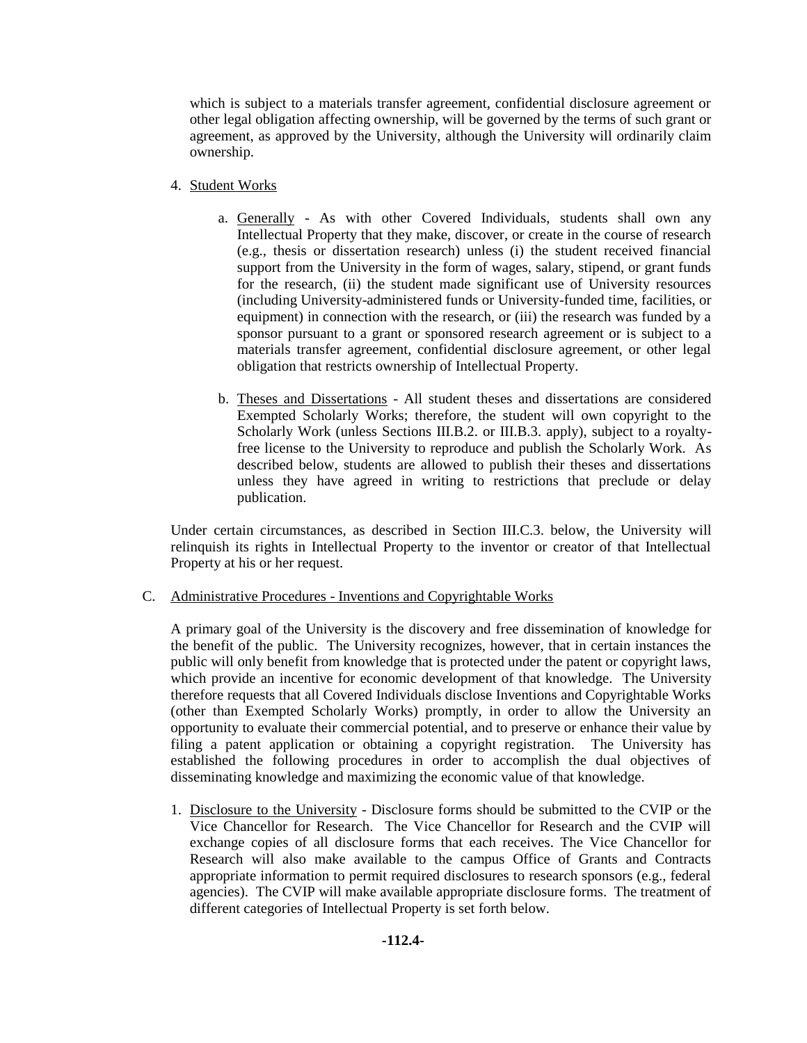which is subject to a materials transfer agreement, confidential disclosure agreement or other legal obligation affecting ownership, will be governed by the terms of such grant or agreement, as approved by the University, although the University will ordinarily claim ownership.

4. Student Works

   a. Generally - As with other Covered Individuals, students shall own any Intellectual Property that they make, discover, or create in the course of research (e.g., thesis or dissertation research) unless (i) the student received financial support from the University in the form of wages, salary, stipend, or grant funds for the research, (ii) the student made significant use of University resources (including University-administered funds or University-funded time, facilities, or equipment) in connection with the research, or (iii) the research was funded by a sponsor pursuant to a grant or sponsored research agreement or is subject to a materials transfer agreement, confidential disclosure agreement, or other legal obligation that restricts ownership of Intellectual Property.

   b. Theses and Dissertations - All student theses and dissertations are considered Exempted Scholarly Works; therefore, the student will own copyright to the Scholarly Work (unless Sections III.B.2. or III.B.3. apply), subject to a royalty-free license to the University to reproduce and publish the Scholarly Work. As described below, students are allowed to publish their theses and dissertations unless they have agreed in writing to restrictions that preclude or delay publication.

Under certain circumstances, as described in Section III.C.3. below, the University will relinquish its rights in Intellectual Property to the inventor or creator of that Intellectual Property at his or her request.

C. Administrative Procedures - Inventions and Copyrightable Works

A primary goal of the University is the discovery and free dissemination of knowledge for the benefit of the public. The University recognizes, however, that in certain instances the public will only benefit from knowledge that is protected under the patent or copyright laws, which provide an incentive for economic development of that knowledge. The University therefore requests that all Covered Individuals disclose Inventions and Copyrightable Works (other than Exempted Scholarly Works) promptly, in order to allow the University an opportunity to evaluate their commercial potential, and to preserve or enhance their value by filing a patent application or obtaining a copyright registration. The University has established the following procedures in order to accomplish the dual objectives of disseminating knowledge and maximizing the economic value of that knowledge.

1. Disclosure to the University - Disclosure forms should be submitted to the CVIP or the Vice Chancellor for Research. The Vice Chancellor for Research and the CVIP will exchange copies of all disclosure forms that each receives. The Vice Chancellor for Research will also make available to the campus Office of Grants and Contracts appropriate information to permit required disclosures to research sponsors (e.g., federal agencies). The CVIP will make available appropriate disclosure forms. The treatment of different categories of Intellectual Property is set forth below.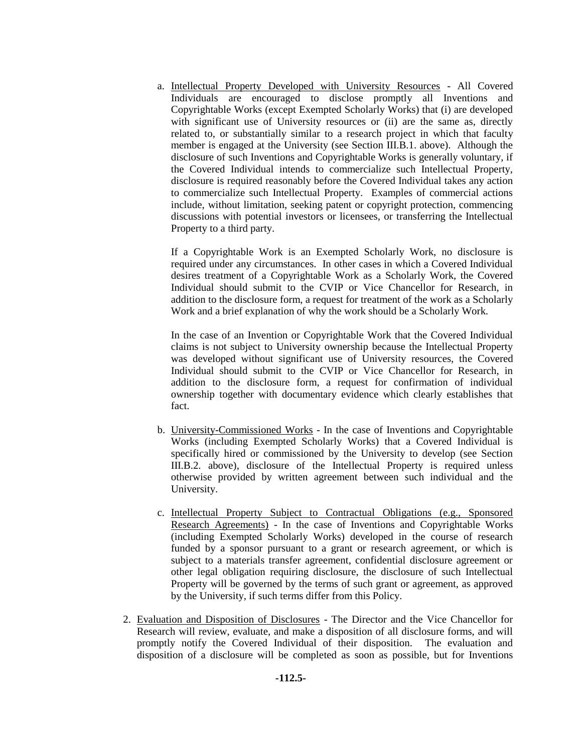a. Intellectual Property Developed with University Resources - All Covered Individuals are encouraged to disclose promptly all Inventions and Copyrightable Works (except Exempted Scholarly Works) that (i) are developed with significant use of University resources or (ii) are the same as, directly related to, or substantially similar to a research project in which that faculty member is engaged at the University (see Section III.B.1. above). Although the disclosure of such Inventions and Copyrightable Works is generally voluntary, if the Covered Individual intends to commercialize such Intellectual Property, disclosure is required reasonably before the Covered Individual takes any action to commercialize such Intellectual Property. Examples of commercial actions include, without limitation, seeking patent or copyright protection, commencing discussions with potential investors or licensees, or transferring the Intellectual Property to a third party.

   If a Copyrightable Work is an Exempted Scholarly Work, no disclosure is required under any circumstances. In other cases in which a Covered Individual desires treatment of a Copyrightable Work as a Scholarly Work, the Covered Individual should submit to the CVIP or Vice Chancellor for Research, in addition to the disclosure form, a request for treatment of the work as a Scholarly Work and a brief explanation of why the work should be a Scholarly Work.

   In the case of an Invention or Copyrightable Work that the Covered Individual claims is not subject to University ownership because the Intellectual Property was developed without significant use of University resources, the Covered Individual should submit to the CVIP or Vice Chancellor for Research, in addition to the disclosure form, a request for confirmation of individual ownership together with documentary evidence which clearly establishes that fact.

b. University-Commissioned Works - In the case of Inventions and Copyrightable Works (including Exempted Scholarly Works) that a Covered Individual is specifically hired or commissioned by the University to develop (see Section III.B.2. above), disclosure of the Intellectual Property is required unless otherwise provided by written agreement between such individual and the University.

c. Intellectual Property Subject to Contractual Obligations (e.g., Sponsored Research Agreements) - In the case of Inventions and Copyrightable Works (including Exempted Scholarly Works) developed in the course of research funded by a sponsor pursuant to a grant or research agreement, or which is subject to a materials transfer agreement, confidential disclosure agreement or other legal obligation requiring disclosure, the disclosure of such Intellectual Property will be governed by the terms of such grant or agreement, as approved by the University, if such terms differ from this Policy.

2. Evaluation and Disposition of Disclosures - The Director and the Vice Chancellor for Research will review, evaluate, and make a disposition of all disclosure forms, and will promptly notify the Covered Individual of their disposition. The evaluation and disposition of a disclosure will be completed as soon as possible, but for Inventions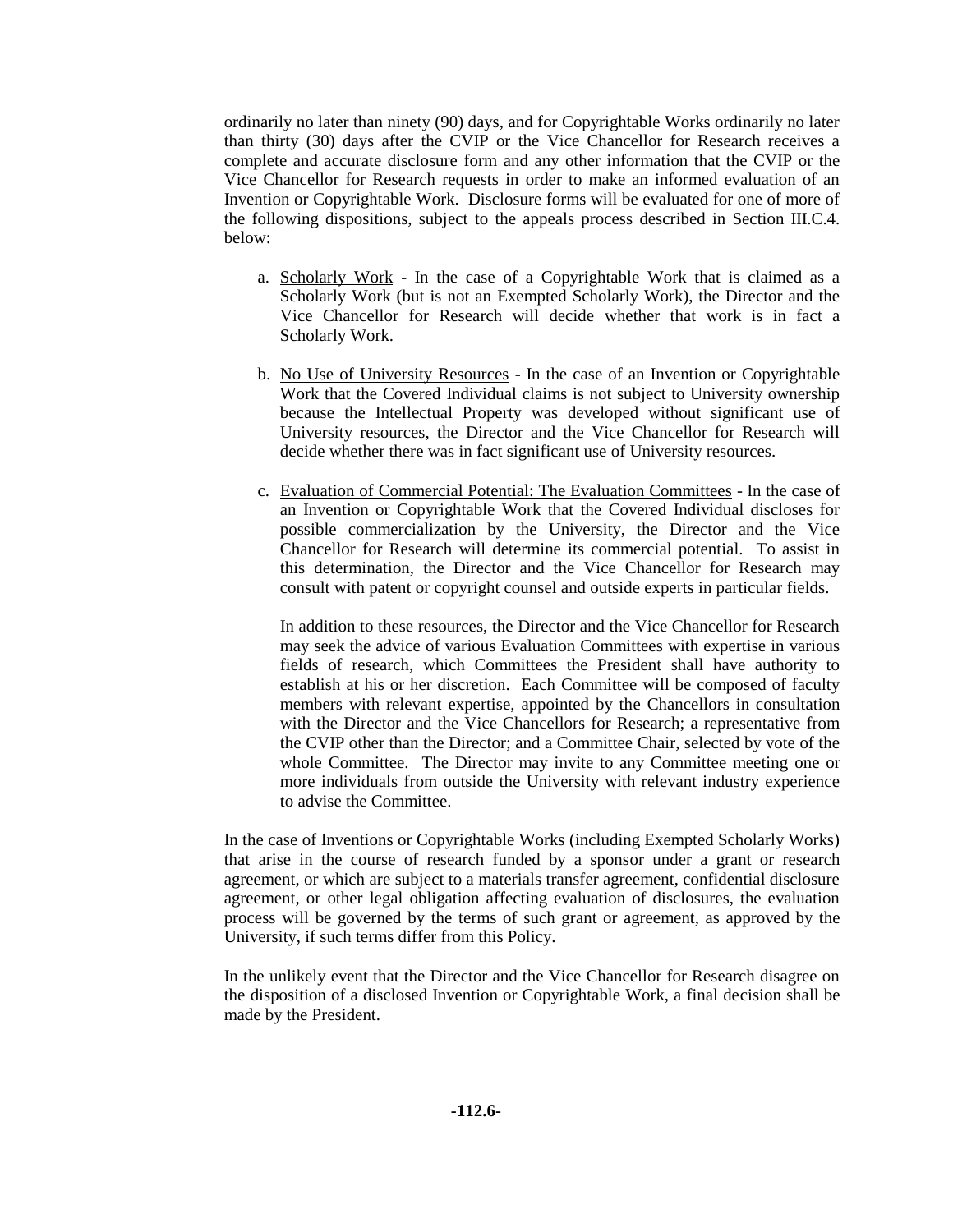ordinarily no later than ninety (90) days, and for Copyrightable Works ordinarily no later than thirty (30) days after the CVIP or the Vice Chancellor for Research receives a complete and accurate disclosure form and any other information that the CVIP or the Vice Chancellor for Research requests in order to make an informed evaluation of an Invention or Copyrightable Work. Disclosure forms will be evaluated for one of more of the following dispositions, subject to the appeals process described in Section III.C.4. below:

a. Scholarly Work - In the case of a Copyrightable Work that is claimed as a Scholarly Work (but is not an Exempted Scholarly Work), the Director and the Vice Chancellor for Research will decide whether that work is in fact a Scholarly Work.

b. No Use of University Resources - In the case of an Invention or Copyrightable Work that the Covered Individual claims is not subject to University ownership because the Intellectual Property was developed without significant use of University resources, the Director and the Vice Chancellor for Research will decide whether there was in fact significant use of University resources.

c. Evaluation of Commercial Potential: The Evaluation Committees - In the case of an Invention or Copyrightable Work that the Covered Individual discloses for possible commercialization by the University, the Director and the Vice Chancellor for Research will determine its commercial potential. To assist in this determination, the Director and the Vice Chancellor for Research may consult with patent or copyright counsel and outside experts in particular fields.

   In addition to these resources, the Director and the Vice Chancellor for Research may seek the advice of various Evaluation Committees with expertise in various fields of research, which Committees the President shall have authority to establish at his or her discretion. Each Committee will be composed of faculty members with relevant expertise, appointed by the Chancellors in consultation with the Director and the Vice Chancellors for Research; a representative from the CVIP other than the Director; and a Committee Chair, selected by vote of the whole Committee. The Director may invite to any Committee meeting one or more individuals from outside the University with relevant industry experience to advise the Committee.

In the case of Inventions or Copyrightable Works (including Exempted Scholarly Works) that arise in the course of research funded by a sponsor under a grant or research agreement, or which are subject to a materials transfer agreement, confidential disclosure agreement, or other legal obligation affecting evaluation of disclosures, the evaluation process will be governed by the terms of such grant or agreement, as approved by the University, if such terms differ from this Policy.

In the unlikely event that the Director and the Vice Chancellor for Research disagree on the disposition of a disclosed Invention or Copyrightable Work, a final decision shall be made by the President.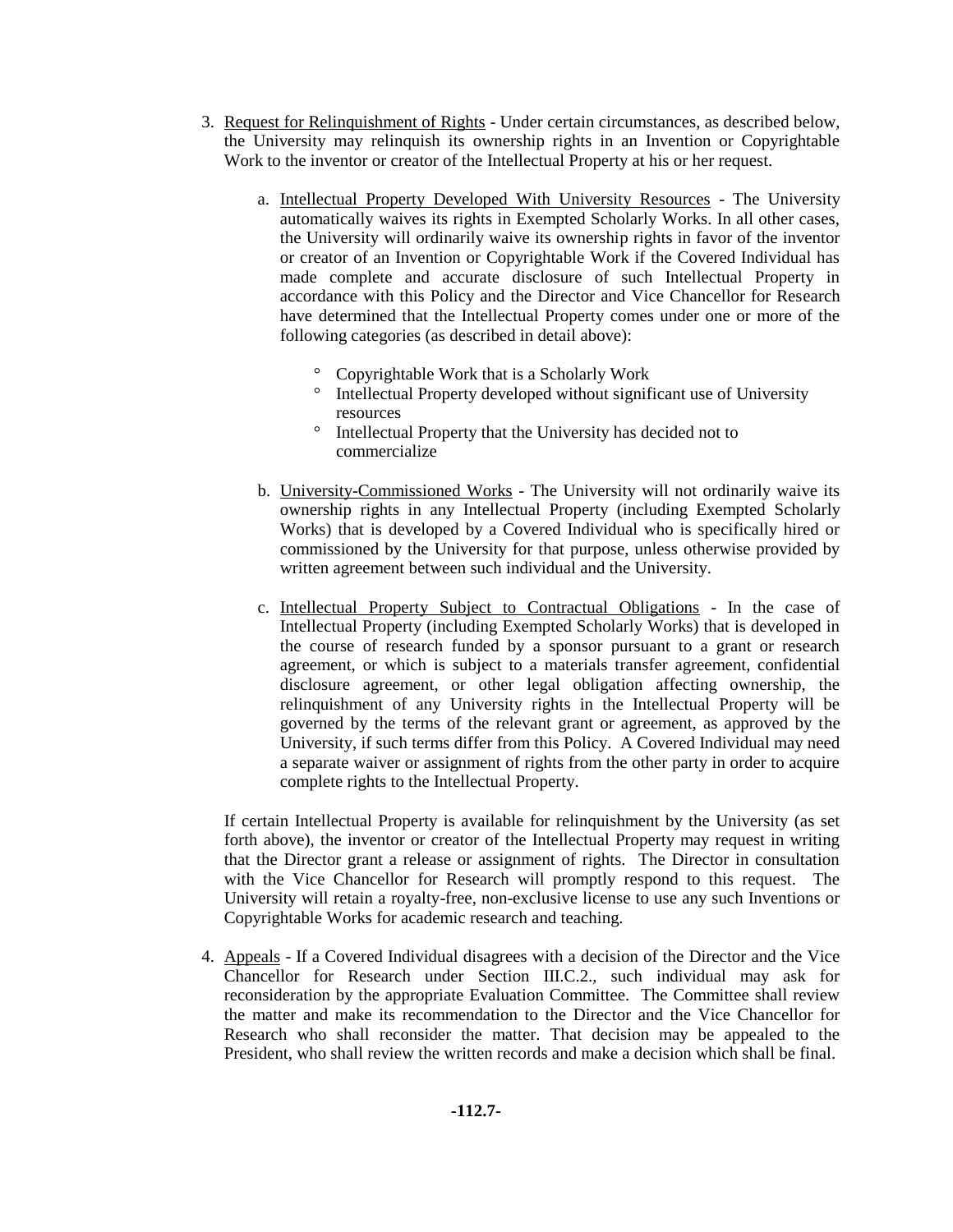3. Request for Relinquishment of Rights - Under certain circumstances, as described below, the University may relinquish its ownership rights in an Invention or Copyrightable Work to the inventor or creator of the Intellectual Property at his or her request.

   a. Intellectual Property Developed With University Resources - The University automatically waives its rights in Exempted Scholarly Works. In all other cases, the University will ordinarily waive its ownership rights in favor of the inventor or creator of an Invention or Copyrightable Work if the Covered Individual has made complete and accurate disclosure of such Intellectual Property in accordance with this Policy and the Director and Vice Chancellor for Research have determined that the Intellectual Property comes under one or more of the following categories (as described in detail above):

      - Copyrightable Work that is a Scholarly Work
      - Intellectual Property developed without significant use of University resources
      - Intellectual Property that the University has decided not to commercialize

   b. University-Commissioned Works - The University will not ordinarily waive its ownership rights in any Intellectual Property (including Exempted Scholarly Works) that is developed by a Covered Individual who is specifically hired or commissioned by the University for that purpose, unless otherwise provided by written agreement between such individual and the University.

   c. Intellectual Property Subject to Contractual Obligations - In the case of Intellectual Property (including Exempted Scholarly Works) that is developed in the course of research funded by a sponsor pursuant to a grant or research agreement, or which is subject to a materials transfer agreement, confidential disclosure agreement, or other legal obligation affecting ownership, the relinquishment of any University rights in the Intellectual Property will be governed by the terms of the relevant grant or agreement, as approved by the University, if such terms differ from this Policy. A Covered Individual may need a separate waiver or assignment of rights from the other party in order to acquire complete rights to the Intellectual Property.

   If certain Intellectual Property is available for relinquishment by the University (as set forth above), the inventor or creator of the Intellectual Property may request in writing that the Director grant a release or assignment of rights. The Director in consultation with the Vice Chancellor for Research will promptly respond to this request. The University will retain a royalty-free, non-exclusive license to use any such Inventions or Copyrightable Works for academic research and teaching.

4. Appeals - If a Covered Individual disagrees with a decision of the Director and the Vice Chancellor for Research under Section III.C.2., such individual may ask for reconsideration by the appropriate Evaluation Committee. The Committee shall review the matter and make its recommendation to the Director and the Vice Chancellor for Research who shall reconsider the matter. That decision may be appealed to the President, who shall review the written records and make a decision which shall be final.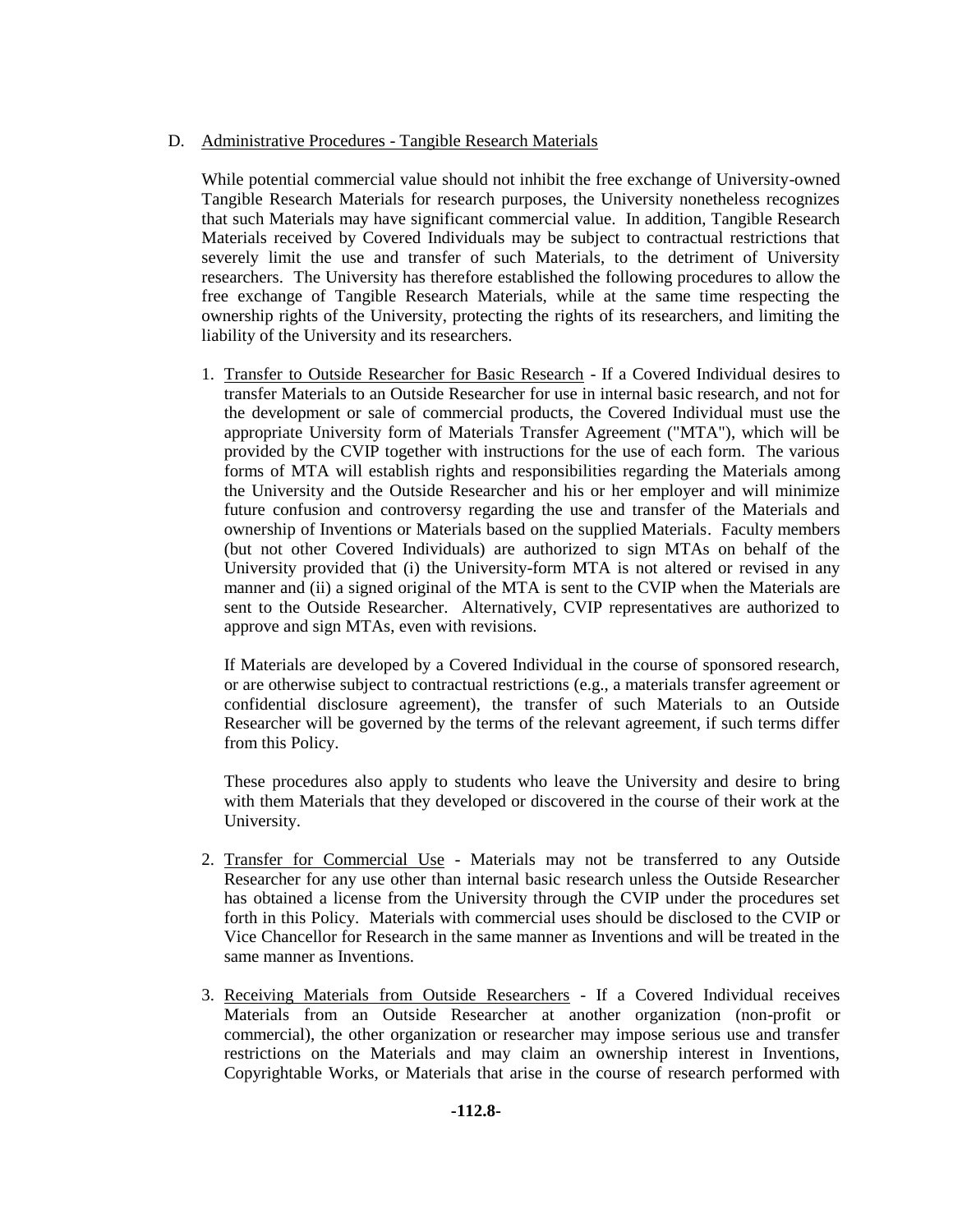D. Administrative Procedures - Tangible Research Materials

While potential commercial value should not inhibit the free exchange of University-owned Tangible Research Materials for research purposes, the University nonetheless recognizes that such Materials may have significant commercial value. In addition, Tangible Research Materials received by Covered Individuals may be subject to contractual restrictions that severely limit the use and transfer of such Materials, to the detriment of University researchers. The University has therefore established the following procedures to allow the free exchange of Tangible Research Materials, while at the same time respecting the ownership rights of the University, protecting the rights of its researchers, and limiting the liability of the University and its researchers.

1. Transfer to Outside Researcher for Basic Research - If a Covered Individual desires to transfer Materials to an Outside Researcher for use in internal basic research, and not for the development or sale of commercial products, the Covered Individual must use the appropriate University form of Materials Transfer Agreement ("MTA"), which will be provided by the CVIP together with instructions for the use of each form. The various forms of MTA will establish rights and responsibilities regarding the Materials among the University and the Outside Researcher and his or her employer and will minimize future confusion and controversy regarding the use and transfer of the Materials and ownership of Inventions or Materials based on the supplied Materials. Faculty members (but not other Covered Individuals) are authorized to sign MTAs on behalf of the University provided that (i) the University-form MTA is not altered or revised in any manner and (ii) a signed original of the MTA is sent to the CVIP when the Materials are sent to the Outside Researcher. Alternatively, CVIP representatives are authorized to approve and sign MTAs, even with revisions.

   If Materials are developed by a Covered Individual in the course of sponsored research, or are otherwise subject to contractual restrictions (e.g., a materials transfer agreement or confidential disclosure agreement), the transfer of such Materials to an Outside Researcher will be governed by the terms of the relevant agreement, if such terms differ from this Policy.

   These procedures also apply to students who leave the University and desire to bring with them Materials that they developed or discovered in the course of their work at the University.

2. Transfer for Commercial Use - Materials may not be transferred to any Outside Researcher for any use other than internal basic research unless the Outside Researcher has obtained a license from the University through the CVIP under the procedures set forth in this Policy. Materials with commercial uses should be disclosed to the CVIP or Vice Chancellor for Research in the same manner as Inventions and will be treated in the same manner as Inventions.

3. Receiving Materials from Outside Researchers - If a Covered Individual receives Materials from an Outside Researcher at another organization (non-profit or commercial), the other organization or researcher may impose serious use and transfer restrictions on the Materials and may claim an ownership interest in Inventions, Copyrightable Works, or Materials that arise in the course of research performed with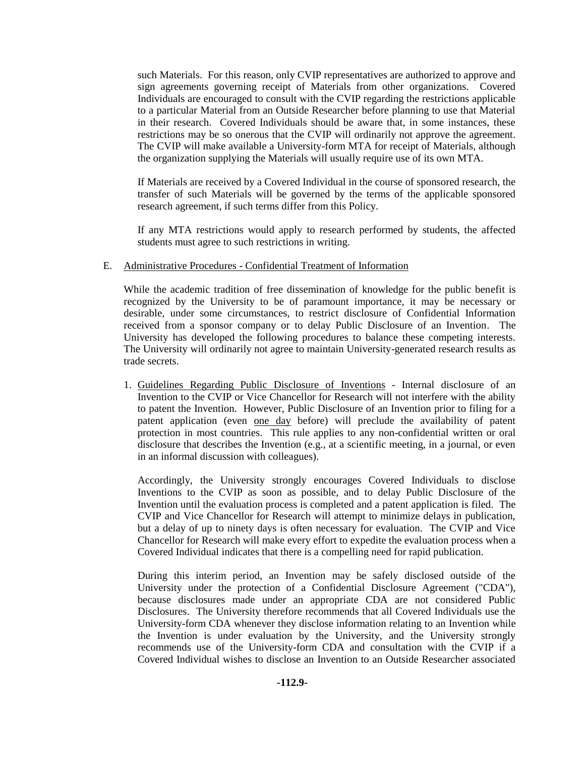such Materials. For this reason, only CVIP representatives are authorized to approve and sign agreements governing receipt of Materials from other organizations. Covered Individuals are encouraged to consult with the CVIP regarding the restrictions applicable to a particular Material from an Outside Researcher before planning to use that Material in their research. Covered Individuals should be aware that, in some instances, these restrictions may be so onerous that the CVIP will ordinarily not approve the agreement. The CVIP will make available a University-form MTA for receipt of Materials, although the organization supplying the Materials will usually require use of its own MTA.

If Materials are received by a Covered Individual in the course of sponsored research, the transfer of such Materials will be governed by the terms of the applicable sponsored research agreement, if such terms differ from this Policy.

If any MTA restrictions would apply to research performed by students, the affected students must agree to such restrictions in writing.

E. Administrative Procedures - Confidential Treatment of Information

While the academic tradition of free dissemination of knowledge for the public benefit is recognized by the University to be of paramount importance, it may be necessary or desirable, under some circumstances, to restrict disclosure of Confidential Information received from a sponsor company or to delay Public Disclosure of an Invention. The University has developed the following procedures to balance these competing interests. The University will ordinarily not agree to maintain University-generated research results as trade secrets.

1. Guidelines Regarding Public Disclosure of Inventions - Internal disclosure of an Invention to the CVIP or Vice Chancellor for Research will not interfere with the ability to patent the Invention. However, Public Disclosure of an Invention prior to filing for a patent application (even one day before) will preclude the availability of patent protection in most countries. This rule applies to any non-confidential written or oral disclosure that describes the Invention (e.g., at a scientific meeting, in a journal, or even in an informal discussion with colleagues).

   Accordingly, the University strongly encourages Covered Individuals to disclose Inventions to the CVIP as soon as possible, and to delay Public Disclosure of the Invention until the evaluation process is completed and a patent application is filed. The CVIP and Vice Chancellor for Research will attempt to minimize delays in publication, but a delay of up to ninety days is often necessary for evaluation. The CVIP and Vice Chancellor for Research will make every effort to expedite the evaluation process when a Covered Individual indicates that there is a compelling need for rapid publication.

   During this interim period, an Invention may be safely disclosed outside of the University under the protection of a Confidential Disclosure Agreement ("CDA"), because disclosures made under an appropriate CDA are not considered Public Disclosures. The University therefore recommends that all Covered Individuals use the University-form CDA whenever they disclose information relating to an Invention while the Invention is under evaluation by the University, and the University strongly recommends use of the University-form CDA and consultation with the CVIP if a Covered Individual wishes to disclose an Invention to an Outside Researcher associated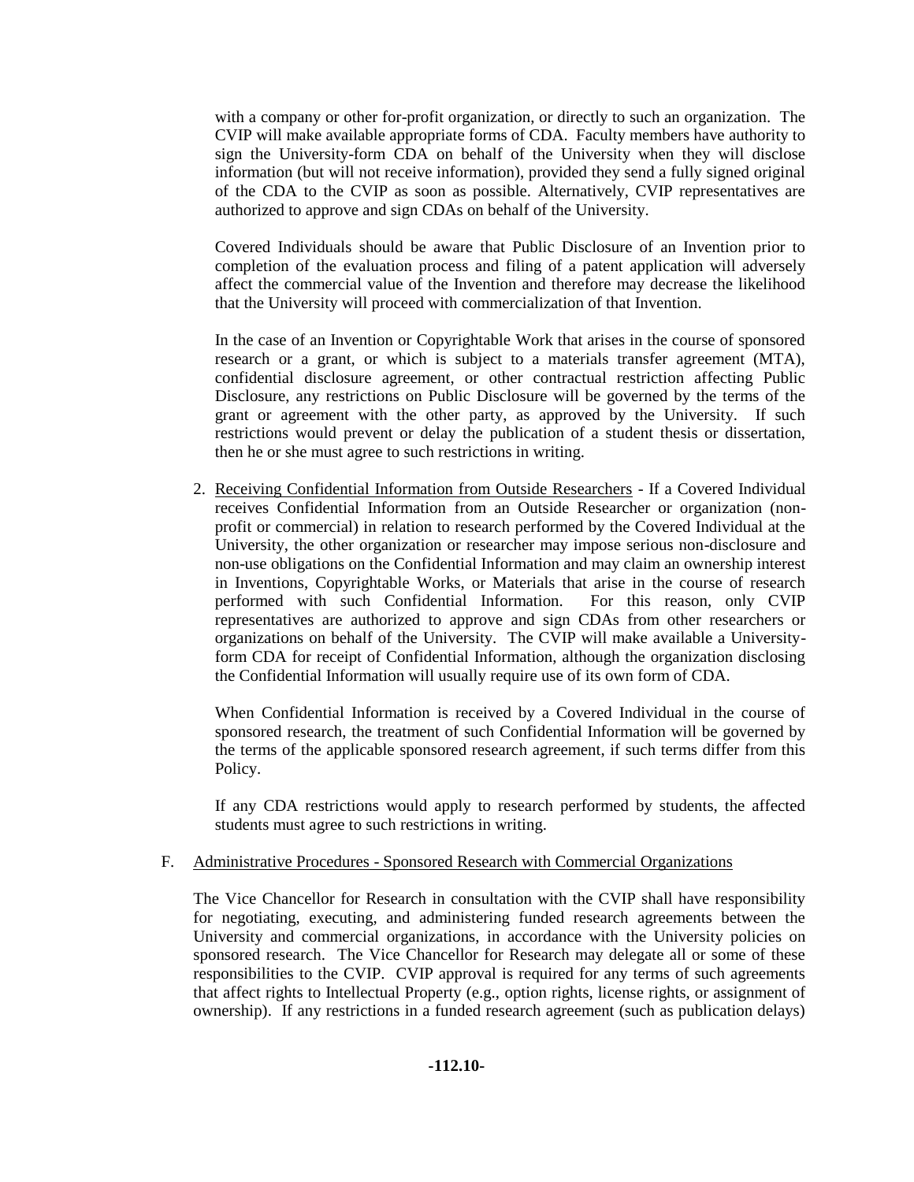with a company or other for-profit organization, or directly to such an organization. The CVIP will make available appropriate forms of CDA. Faculty members have authority to sign the University-form CDA on behalf of the University when they will disclose information (but will not receive information), provided they send a fully signed original of the CDA to the CVIP as soon as possible. Alternatively, CVIP representatives are authorized to approve and sign CDAs on behalf of the University.

Covered Individuals should be aware that Public Disclosure of an Invention prior to completion of the evaluation process and filing of a patent application will adversely affect the commercial value of the Invention and therefore may decrease the likelihood that the University will proceed with commercialization of that Invention.

In the case of an Invention or Copyrightable Work that arises in the course of sponsored research or a grant, or which is subject to a materials transfer agreement (MTA), confidential disclosure agreement, or other contractual restriction affecting Public Disclosure, any restrictions on Public Disclosure will be governed by the terms of the grant or agreement with the other party, as approved by the University. If such restrictions would prevent or delay the publication of a student thesis or dissertation, then he or she must agree to such restrictions in writing.

2. Receiving Confidential Information from Outside Researchers - If a Covered Individual receives Confidential Information from an Outside Researcher or organization (non-profit or commercial) in relation to research performed by the Covered Individual at the University, the other organization or researcher may impose serious non-disclosure and non-use obligations on the Confidential Information and may claim an ownership interest in Inventions, Copyrightable Works, or Materials that arise in the course of research performed with such Confidential Information. For this reason, only CVIP representatives are authorized to approve and sign CDAs from other researchers or organizations on behalf of the University. The CVIP will make available a University-form CDA for receipt of Confidential Information, although the organization disclosing the Confidential Information will usually require use of its own form of CDA.

   When Confidential Information is received by a Covered Individual in the course of sponsored research, the treatment of such Confidential Information will be governed by the terms of the applicable sponsored research agreement, if such terms differ from this Policy.

   If any CDA restrictions would apply to research performed by students, the affected students must agree to such restrictions in writing.

F. Administrative Procedures - Sponsored Research with Commercial Organizations

The Vice Chancellor for Research in consultation with the CVIP shall have responsibility for negotiating, executing, and administering funded research agreements between the University and commercial organizations, in accordance with the University policies on sponsored research. The Vice Chancellor for Research may delegate all or some of these responsibilities to the CVIP. CVIP approval is required for any terms of such agreements that affect rights to Intellectual Property (e.g., option rights, license rights, or assignment of ownership). If any restrictions in a funded research agreement (such as publication delays)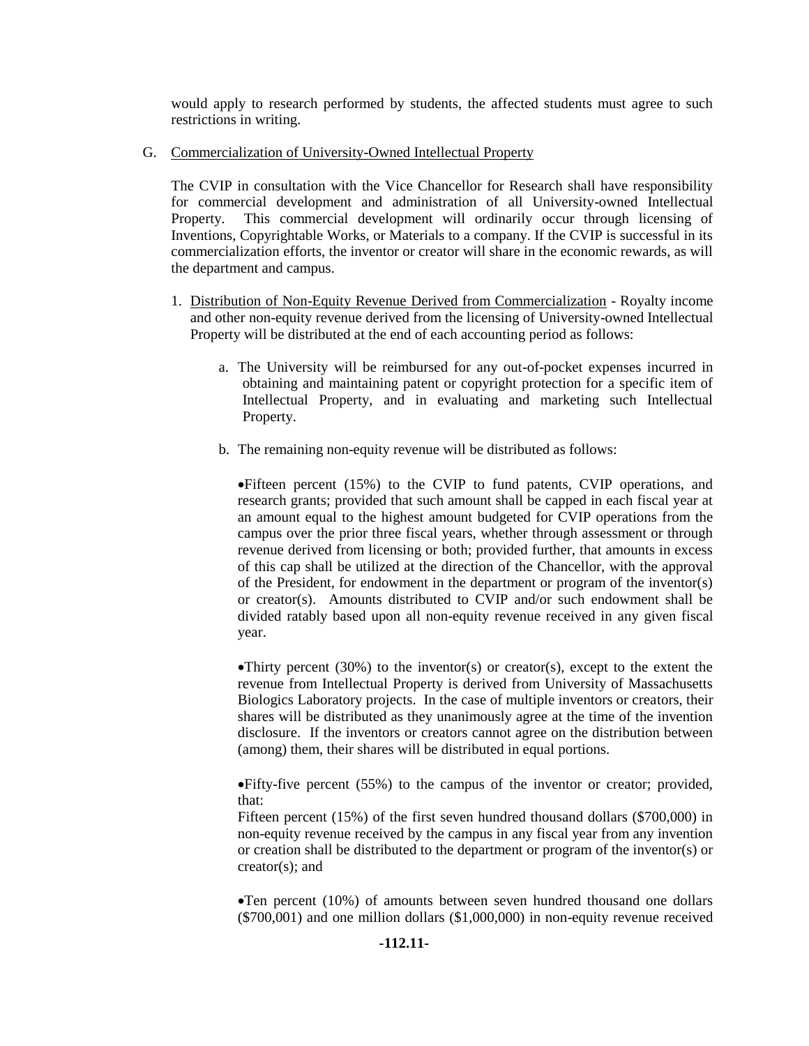would apply to research performed by students, the affected students must agree to such restrictions in writing.

G. Commercialization of University-Owned Intellectual Property

The CVIP in consultation with the Vice Chancellor for Research shall have responsibility for commercial development and administration of all University-owned Intellectual Property. This commercial development will ordinarily occur through licensing of Inventions, Copyrightable Works, or Materials to a company. If the CVIP is successful in its commercialization efforts, the inventor or creator will share in the economic rewards, as will the department and campus.

1. Distribution of Non-Equity Revenue Derived from Commercialization - Royalty income and other non-equity revenue derived from the licensing of University-owned Intellectual Property will be distributed at the end of each accounting period as follows:

   a. The University will be reimbursed for any out-of-pocket expenses incurred in obtaining and maintaining patent or copyright protection for a specific item of Intellectual Property, and in evaluating and marketing such Intellectual Property.

   b. The remaining non-equity revenue will be distributed as follows:

      - Fifteen percent (15%) to the CVIP to fund patents, CVIP operations, and research grants; provided that such amount shall be capped in each fiscal year at an amount equal to the highest amount budgeted for CVIP operations from the campus over the prior three fiscal years, whether through assessment or through revenue derived from licensing or both; provided further, that amounts in excess of this cap shall be utilized at the direction of the Chancellor, with the approval of the President, for endowment in the department or program of the inventor(s) or creator(s). Amounts distributed to CVIP and/or such endowment shall be divided ratably based upon all non-equity revenue received in any given fiscal year.

      - Thirty percent (30%) to the inventor(s) or creator(s), except to the extent the revenue from Intellectual Property is derived from University of Massachusetts Biologics Laboratory projects. In the case of multiple inventors or creators, their shares will be distributed as they unanimously agree at the time of the invention disclosure. If the inventors or creators cannot agree on the distribution between (among) them, their shares will be distributed in equal portions.

      - Fifty-five percent (55%) to the campus of the inventor or creator; provided, that:
        Fifteen percent (15%) of the first seven hundred thousand dollars ($700,000) in non-equity revenue received by the campus in any fiscal year from any invention or creation shall be distributed to the department or program of the inventor(s) or creator(s); and

      - Ten percent (10%) of amounts between seven hundred thousand one dollars ($700,001) and one million dollars ($1,000,000) in non-equity revenue received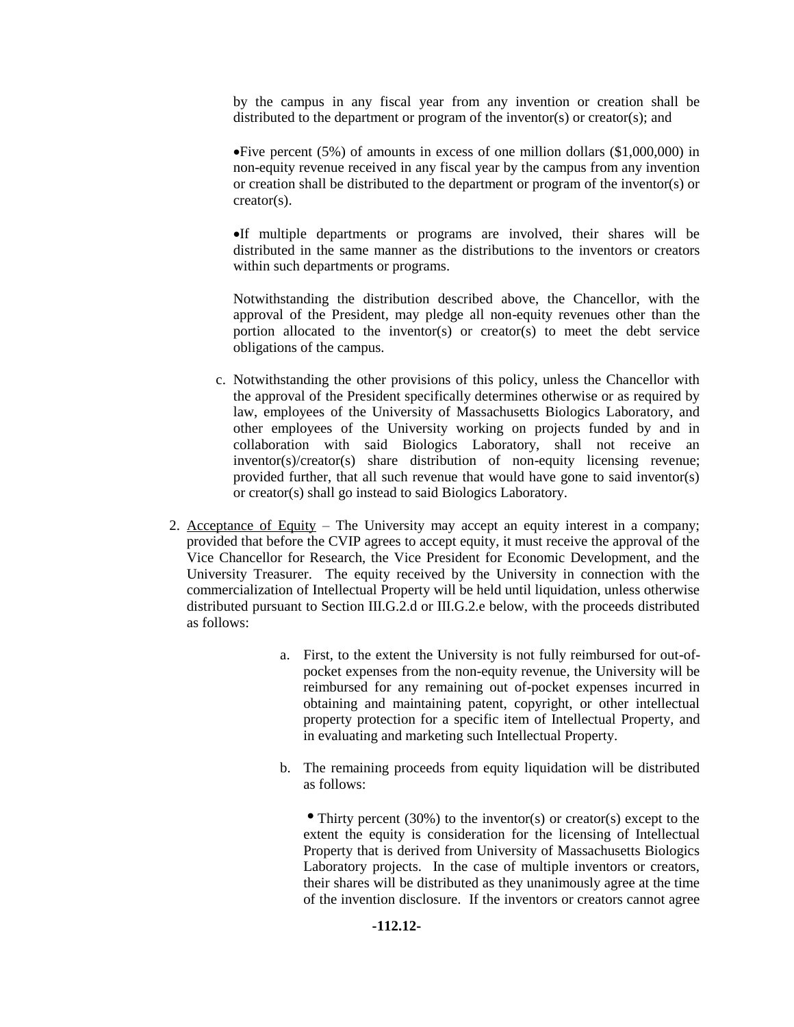by the campus in any fiscal year from any invention or creation shall be distributed to the department or program of the inventor(s) or creator(s); and

- Five percent (5%) of amounts in excess of one million dollars ($1,000,000) in non-equity revenue received in any fiscal year by the campus from any invention or creation shall be distributed to the department or program of the inventor(s) or creator(s).

- If multiple departments or programs are involved, their shares will be distributed in the same manner as the distributions to the inventors or creators within such departments or programs.

Notwithstanding the distribution described above, the Chancellor, with the approval of the President, may pledge all non-equity revenues other than the portion allocated to the inventor(s) or creator(s) to meet the debt service obligations of the campus.

c. Notwithstanding the other provisions of this policy, unless the Chancellor with the approval of the President specifically determines otherwise or as required by law, employees of the University of Massachusetts Biologics Laboratory, and other employees of the University working on projects funded by and in collaboration with said Biologics Laboratory, shall not receive an inventor(s)/creator(s) share distribution of non-equity licensing revenue; provided further, that all such revenue that would have gone to said inventor(s) or creator(s) shall go instead to said Biologics Laboratory.

2. Acceptance of Equity – The University may accept an equity interest in a company; provided that before the CVIP agrees to accept equity, it must receive the approval of the Vice Chancellor for Research, the Vice President for Economic Development, and the University Treasurer. The equity received by the University in connection with the commercialization of Intellectual Property will be held until liquidation, unless otherwise distributed pursuant to Section III.G.2.d or III.G.2.e below, with the proceeds distributed as follows:

   a. First, to the extent the University is not fully reimbursed for out-of-pocket expenses from the non-equity revenue, the University will be reimbursed for any remaining out of-pocket expenses incurred in obtaining and maintaining patent, copyright, or other intellectual property protection for a specific item of Intellectual Property, and in evaluating and marketing such Intellectual Property.

   b. The remaining proceeds from equity liquidation will be distributed as follows:

      - Thirty percent (30%) to the inventor(s) or creator(s) except to the extent the equity is consideration for the licensing of Intellectual Property that is derived from University of Massachusetts Biologics Laboratory projects. In the case of multiple inventors or creators, their shares will be distributed as they unanimously agree at the time of the invention disclosure. If the inventors or creators cannot agree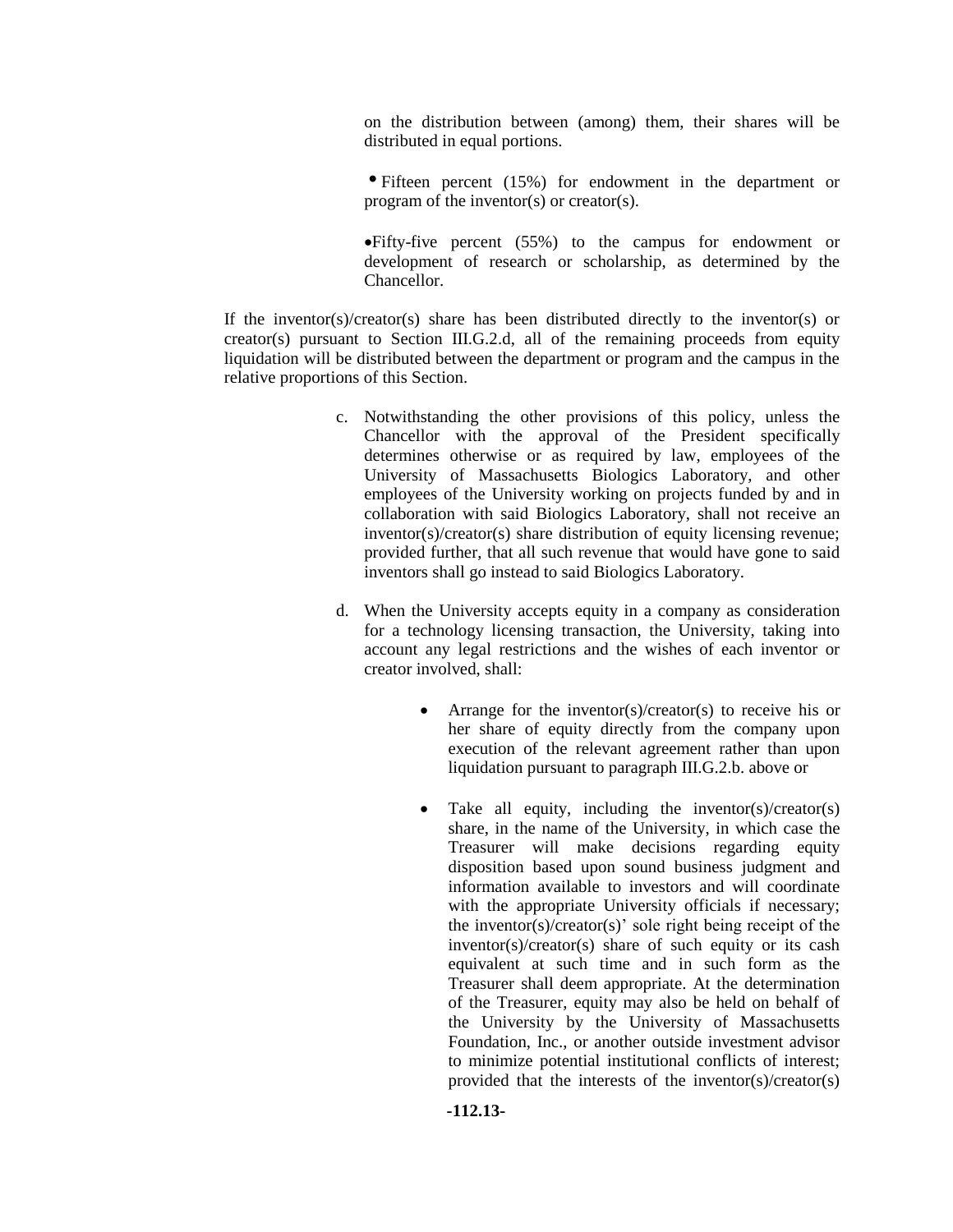on the distribution between (among) them, their shares will be distributed in equal portions.

- Fifteen percent (15%) for endowment in the department or program of the inventor(s) or creator(s).

- Fifty-five percent (55%) to the campus for endowment or development of research or scholarship, as determined by the Chancellor.

If the inventor(s)/creator(s) share has been distributed directly to the inventor(s) or creator(s) pursuant to Section III.G.2.d, all of the remaining proceeds from equity liquidation will be distributed between the department or program and the campus in the relative proportions of this Section.

c. Notwithstanding the other provisions of this policy, unless the Chancellor with the approval of the President specifically determines otherwise or as required by law, employees of the University of Massachusetts Biologics Laboratory, and other employees of the University working on projects funded by and in collaboration with said Biologics Laboratory, shall not receive an inventor(s)/creator(s) share distribution of equity licensing revenue; provided further, that all such revenue that would have gone to said inventors shall go instead to said Biologics Laboratory.

d. When the University accepts equity in a company as consideration for a technology licensing transaction, the University, taking into account any legal restrictions and the wishes of each inventor or creator involved, shall:

   - Arrange for the inventor(s)/creator(s) to receive his or her share of equity directly from the company upon execution of the relevant agreement rather than upon liquidation pursuant to paragraph III.G.2.b. above or

   - Take all equity, including the inventor(s)/creator(s) share, in the name of the University, in which case the Treasurer will make decisions regarding equity disposition based upon sound business judgment and information available to investors and will coordinate with the appropriate University officials if necessary; the inventor(s)/creator(s)' sole right being receipt of the inventor(s)/creator(s) share of such equity or its cash equivalent at such time and in such form as the Treasurer shall deem appropriate. At the determination of the Treasurer, equity may also be held on behalf of the University by the University of Massachusetts Foundation, Inc., or another outside investment advisor to minimize potential institutional conflicts of interest; provided that the interests of the inventor(s)/creator(s)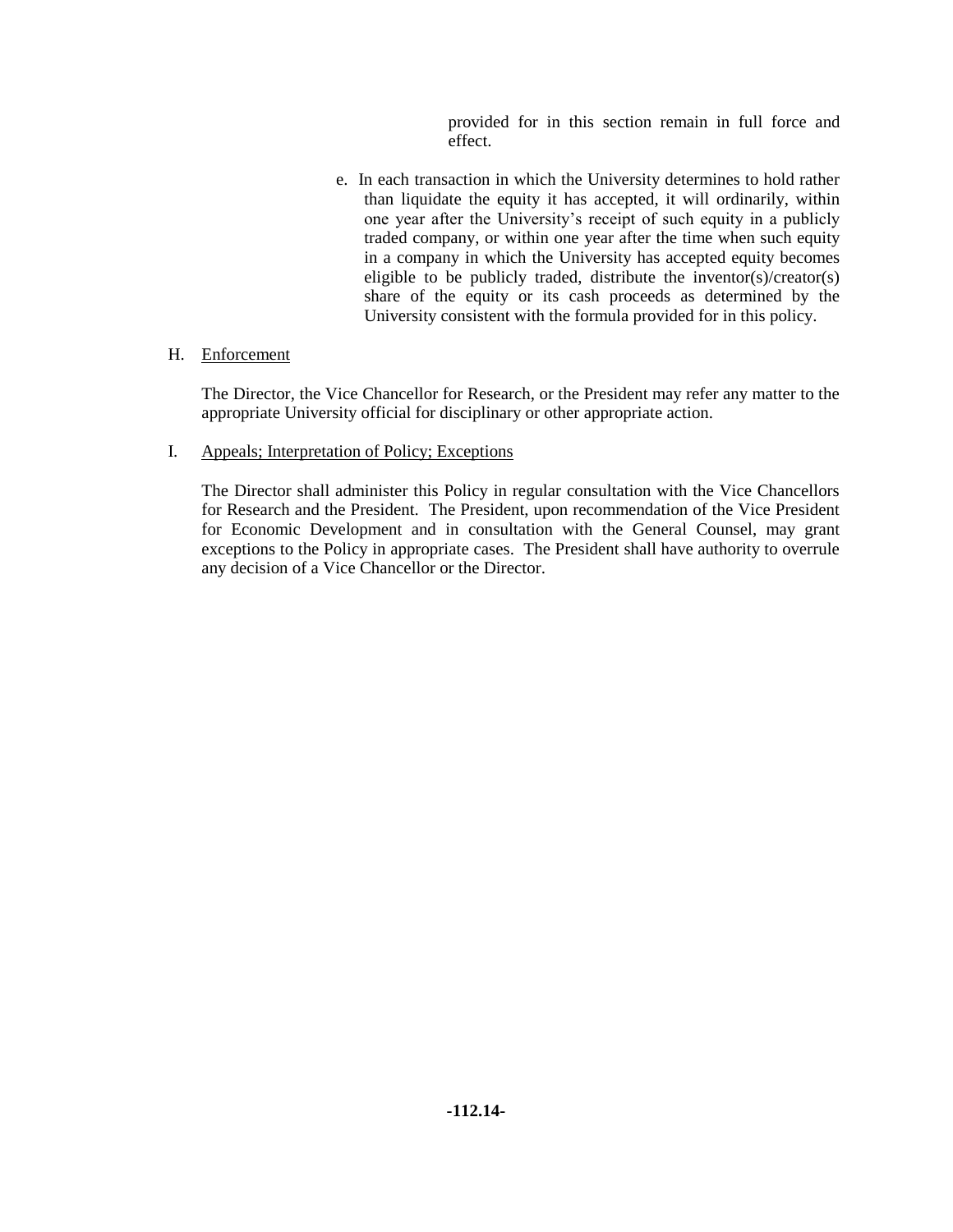provided for in this section remain in full force and effect.

e. In each transaction in which the University determines to hold rather than liquidate the equity it has accepted, it will ordinarily, within one year after the University's receipt of such equity in a publicly traded company, or within one year after the time when such equity in a company in which the University has accepted equity becomes eligible to be publicly traded, distribute the inventor(s)/creator(s) share of the equity or its cash proceeds as determined by the University consistent with the formula provided for in this policy.

H. Enforcement

The Director, the Vice Chancellor for Research, or the President may refer any matter to the appropriate University official for disciplinary or other appropriate action.

I. Appeals; Interpretation of Policy; Exceptions

The Director shall administer this Policy in regular consultation with the Vice Chancellors for Research and the President. The President, upon recommendation of the Vice President for Economic Development and in consultation with the General Counsel, may grant exceptions to the Policy in appropriate cases. The President shall have authority to overrule any decision of a Vice Chancellor or the Director.